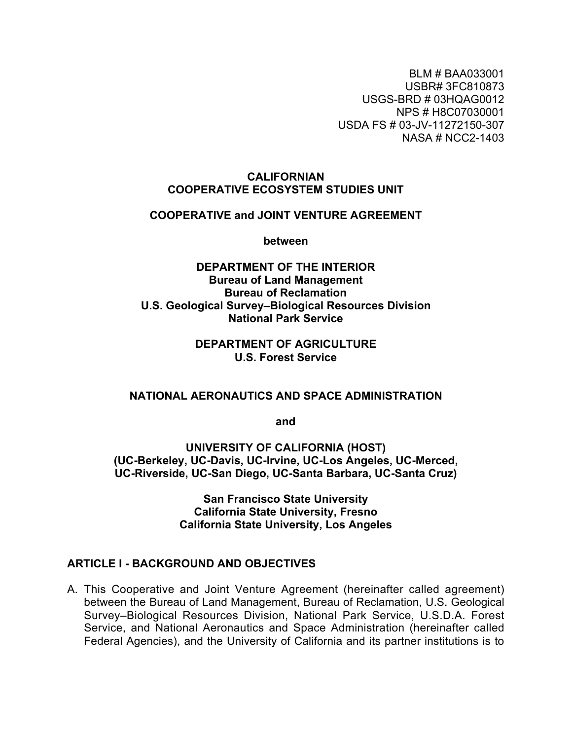BLM # BAA033001
USBR# 3FC810873
USGS-BRD # 03HQAG0012
NPS # H8C07030001
USDA FS # 03-JV-11272150-307
NASA # NCC2-1403

**CALIFORNIAN**
**COOPERATIVE ECOSYSTEM STUDIES UNIT**

**COOPERATIVE and JOINT VENTURE AGREEMENT**

**between**

**DEPARTMENT OF THE INTERIOR**
**Bureau of Land Management**
**Bureau of Reclamation**
**U.S. Geological Survey–Biological Resources Division**
**National Park Service**

**DEPARTMENT OF AGRICULTURE**
**U.S. Forest Service**

**NATIONAL AERONAUTICS AND SPACE ADMINISTRATION**

**and**

**UNIVERSITY OF CALIFORNIA (HOST)**
**(UC-Berkeley, UC-Davis, UC-Irvine, UC-Los Angeles, UC-Merced, UC-Riverside, UC-San Diego, UC-Santa Barbara, UC-Santa Cruz)**

**San Francisco State University**
**California State University, Fresno**
**California State University, Los Angeles**

## ARTICLE I - BACKGROUND AND OBJECTIVES

A. This Cooperative and Joint Venture Agreement (hereinafter called agreement) between the Bureau of Land Management, Bureau of Reclamation, U.S. Geological Survey–Biological Resources Division, National Park Service, U.S.D.A. Forest Service, and National Aeronautics and Space Administration (hereinafter called Federal Agencies), and the University of California and its partner institutions is to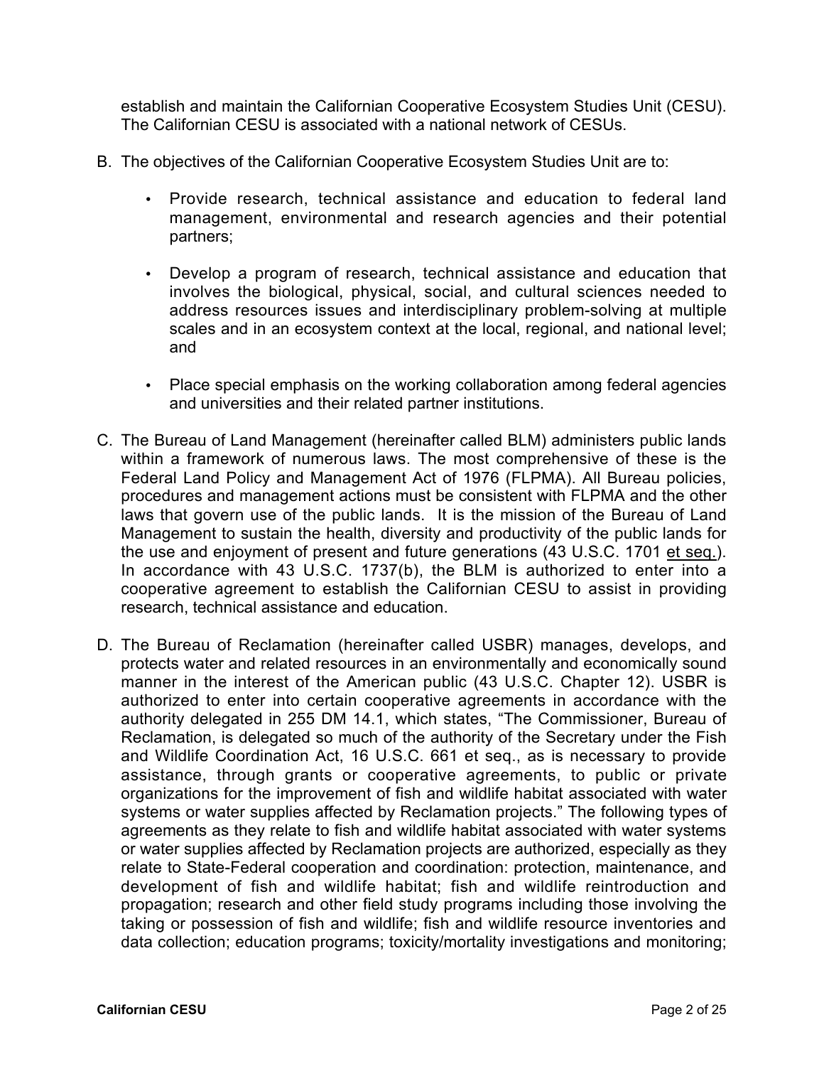establish and maintain the Californian Cooperative Ecosystem Studies Unit (CESU). The Californian CESU is associated with a national network of CESUs.

B. The objectives of the Californian Cooperative Ecosystem Studies Unit are to:

   - Provide research, technical assistance and education to federal land management, environmental and research agencies and their potential partners;

   - Develop a program of research, technical assistance and education that involves the biological, physical, social, and cultural sciences needed to address resources issues and interdisciplinary problem-solving at multiple scales and in an ecosystem context at the local, regional, and national level; and

   - Place special emphasis on the working collaboration among federal agencies and universities and their related partner institutions.

C. The Bureau of Land Management (hereinafter called BLM) administers public lands within a framework of numerous laws. The most comprehensive of these is the Federal Land Policy and Management Act of 1976 (FLPMA). All Bureau policies, procedures and management actions must be consistent with FLPMA and the other laws that govern use of the public lands. It is the mission of the Bureau of Land Management to sustain the health, diversity and productivity of the public lands for the use and enjoyment of present and future generations (43 U.S.C. 1701 et seq.). In accordance with 43 U.S.C. 1737(b), the BLM is authorized to enter into a cooperative agreement to establish the Californian CESU to assist in providing research, technical assistance and education.

D. The Bureau of Reclamation (hereinafter called USBR) manages, develops, and protects water and related resources in an environmentally and economically sound manner in the interest of the American public (43 U.S.C. Chapter 12). USBR is authorized to enter into certain cooperative agreements in accordance with the authority delegated in 255 DM 14.1, which states, "The Commissioner, Bureau of Reclamation, is delegated so much of the authority of the Secretary under the Fish and Wildlife Coordination Act, 16 U.S.C. 661 et seq., as is necessary to provide assistance, through grants or cooperative agreements, to public or private organizations for the improvement of fish and wildlife habitat associated with water systems or water supplies affected by Reclamation projects." The following types of agreements as they relate to fish and wildlife habitat associated with water systems or water supplies affected by Reclamation projects are authorized, especially as they relate to State-Federal cooperation and coordination: protection, maintenance, and development of fish and wildlife habitat; fish and wildlife reintroduction and propagation; research and other field study programs including those involving the taking or possession of fish and wildlife; fish and wildlife resource inventories and data collection; education programs; toxicity/mortality investigations and monitoring;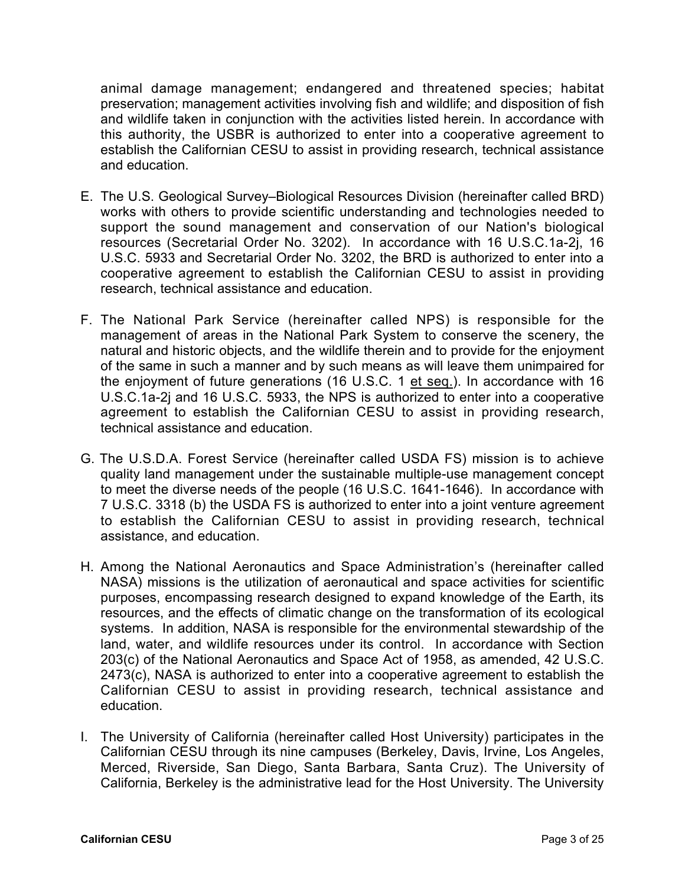animal damage management; endangered and threatened species; habitat preservation; management activities involving fish and wildlife; and disposition of fish and wildlife taken in conjunction with the activities listed herein. In accordance with this authority, the USBR is authorized to enter into a cooperative agreement to establish the Californian CESU to assist in providing research, technical assistance and education.

E. The U.S. Geological Survey–Biological Resources Division (hereinafter called BRD) works with others to provide scientific understanding and technologies needed to support the sound management and conservation of our Nation's biological resources (Secretarial Order No. 3202). In accordance with 16 U.S.C.1a-2j, 16 U.S.C. 5933 and Secretarial Order No. 3202, the BRD is authorized to enter into a cooperative agreement to establish the Californian CESU to assist in providing research, technical assistance and education.

F. The National Park Service (hereinafter called NPS) is responsible for the management of areas in the National Park System to conserve the scenery, the natural and historic objects, and the wildlife therein and to provide for the enjoyment of the same in such a manner and by such means as will leave them unimpaired for the enjoyment of future generations (16 U.S.C. 1 et seq.). In accordance with 16 U.S.C.1a-2j and 16 U.S.C. 5933, the NPS is authorized to enter into a cooperative agreement to establish the Californian CESU to assist in providing research, technical assistance and education.

G. The U.S.D.A. Forest Service (hereinafter called USDA FS) mission is to achieve quality land management under the sustainable multiple-use management concept to meet the diverse needs of the people (16 U.S.C. 1641-1646). In accordance with 7 U.S.C. 3318 (b) the USDA FS is authorized to enter into a joint venture agreement to establish the Californian CESU to assist in providing research, technical assistance, and education.

H. Among the National Aeronautics and Space Administration's (hereinafter called NASA) missions is the utilization of aeronautical and space activities for scientific purposes, encompassing research designed to expand knowledge of the Earth, its resources, and the effects of climatic change on the transformation of its ecological systems. In addition, NASA is responsible for the environmental stewardship of the land, water, and wildlife resources under its control. In accordance with Section 203(c) of the National Aeronautics and Space Act of 1958, as amended, 42 U.S.C. 2473(c), NASA is authorized to enter into a cooperative agreement to establish the Californian CESU to assist in providing research, technical assistance and education.

I. The University of California (hereinafter called Host University) participates in the Californian CESU through its nine campuses (Berkeley, Davis, Irvine, Los Angeles, Merced, Riverside, San Diego, Santa Barbara, Santa Cruz). The University of California, Berkeley is the administrative lead for the Host University. The University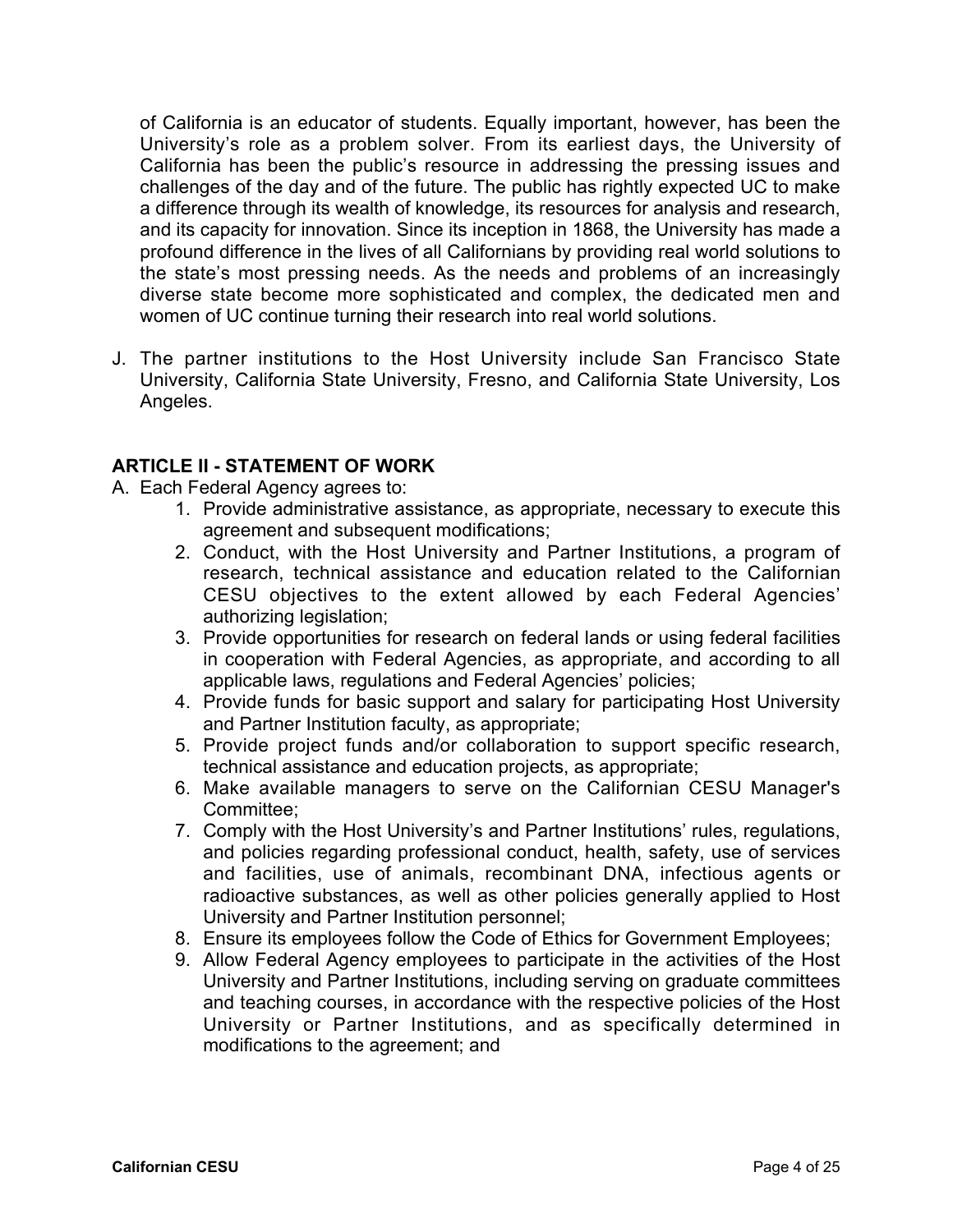of California is an educator of students. Equally important, however, has been the University's role as a problem solver. From its earliest days, the University of California has been the public's resource in addressing the pressing issues and challenges of the day and of the future. The public has rightly expected UC to make a difference through its wealth of knowledge, its resources for analysis and research, and its capacity for innovation. Since its inception in 1868, the University has made a profound difference in the lives of all Californians by providing real world solutions to the state's most pressing needs. As the needs and problems of an increasingly diverse state become more sophisticated and complex, the dedicated men and women of UC continue turning their research into real world solutions.

J. The partner institutions to the Host University include San Francisco State University, California State University, Fresno, and California State University, Los Angeles.

## ARTICLE II - STATEMENT OF WORK

A. Each Federal Agency agrees to:

1. Provide administrative assistance, as appropriate, necessary to execute this agreement and subsequent modifications;
2. Conduct, with the Host University and Partner Institutions, a program of research, technical assistance and education related to the Californian CESU objectives to the extent allowed by each Federal Agencies' authorizing legislation;
3. Provide opportunities for research on federal lands or using federal facilities in cooperation with Federal Agencies, as appropriate, and according to all applicable laws, regulations and Federal Agencies' policies;
4. Provide funds for basic support and salary for participating Host University and Partner Institution faculty, as appropriate;
5. Provide project funds and/or collaboration to support specific research, technical assistance and education projects, as appropriate;
6. Make available managers to serve on the Californian CESU Manager's Committee;
7. Comply with the Host University's and Partner Institutions' rules, regulations, and policies regarding professional conduct, health, safety, use of services and facilities, use of animals, recombinant DNA, infectious agents or radioactive substances, as well as other policies generally applied to Host University and Partner Institution personnel;
8. Ensure its employees follow the Code of Ethics for Government Employees;
9. Allow Federal Agency employees to participate in the activities of the Host University and Partner Institutions, including serving on graduate committees and teaching courses, in accordance with the respective policies of the Host University or Partner Institutions, and as specifically determined in modifications to the agreement; and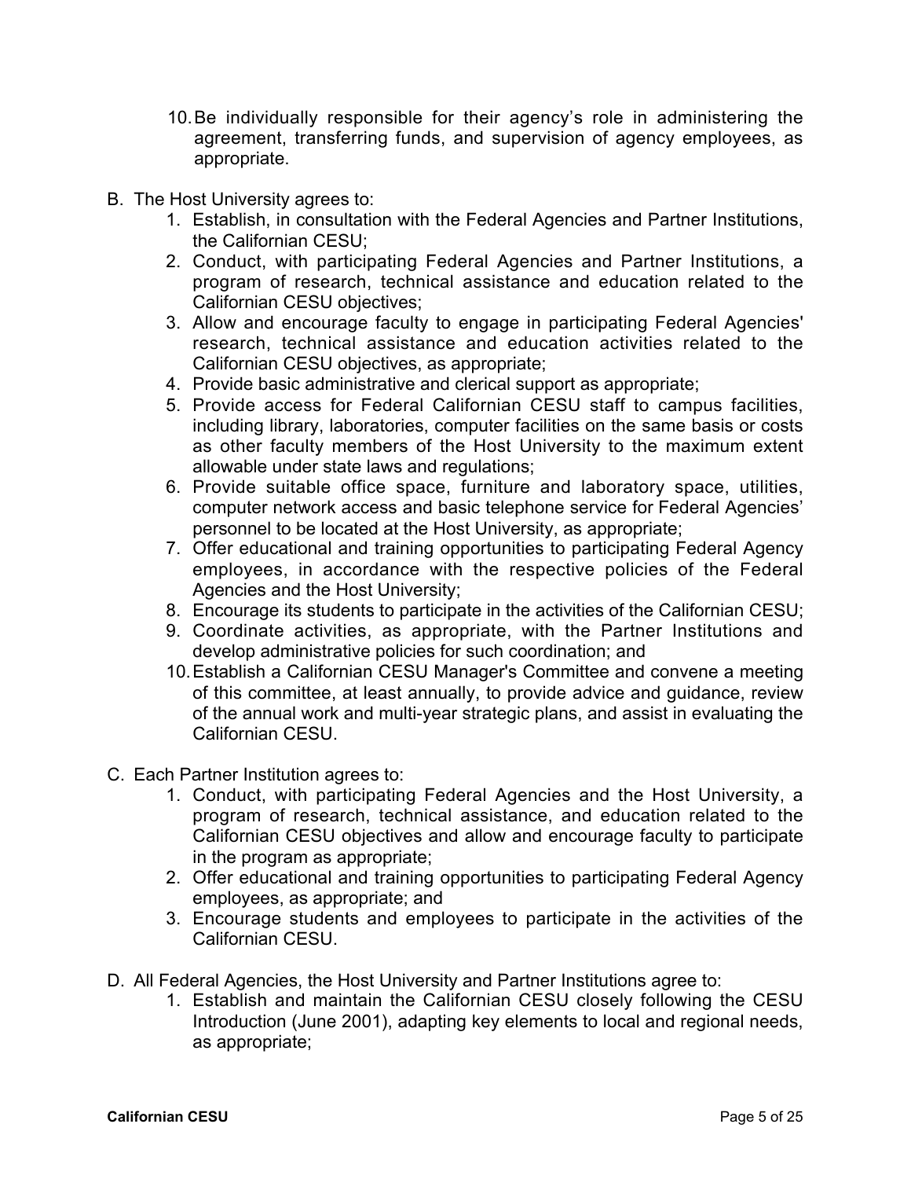10. Be individually responsible for their agency's role in administering the agreement, transferring funds, and supervision of agency employees, as appropriate.

B. The Host University agrees to:
   1. Establish, in consultation with the Federal Agencies and Partner Institutions, the Californian CESU;
   2. Conduct, with participating Federal Agencies and Partner Institutions, a program of research, technical assistance and education related to the Californian CESU objectives;
   3. Allow and encourage faculty to engage in participating Federal Agencies' research, technical assistance and education activities related to the Californian CESU objectives, as appropriate;
   4. Provide basic administrative and clerical support as appropriate;
   5. Provide access for Federal Californian CESU staff to campus facilities, including library, laboratories, computer facilities on the same basis or costs as other faculty members of the Host University to the maximum extent allowable under state laws and regulations;
   6. Provide suitable office space, furniture and laboratory space, utilities, computer network access and basic telephone service for Federal Agencies' personnel to be located at the Host University, as appropriate;
   7. Offer educational and training opportunities to participating Federal Agency employees, in accordance with the respective policies of the Federal Agencies and the Host University;
   8. Encourage its students to participate in the activities of the Californian CESU;
   9. Coordinate activities, as appropriate, with the Partner Institutions and develop administrative policies for such coordination; and
   10. Establish a Californian CESU Manager's Committee and convene a meeting of this committee, at least annually, to provide advice and guidance, review of the annual work and multi-year strategic plans, and assist in evaluating the Californian CESU.

C. Each Partner Institution agrees to:
   1. Conduct, with participating Federal Agencies and the Host University, a program of research, technical assistance, and education related to the Californian CESU objectives and allow and encourage faculty to participate in the program as appropriate;
   2. Offer educational and training opportunities to participating Federal Agency employees, as appropriate; and
   3. Encourage students and employees to participate in the activities of the Californian CESU.

D. All Federal Agencies, the Host University and Partner Institutions agree to:
   1. Establish and maintain the Californian CESU closely following the CESU Introduction (June 2001), adapting key elements to local and regional needs, as appropriate;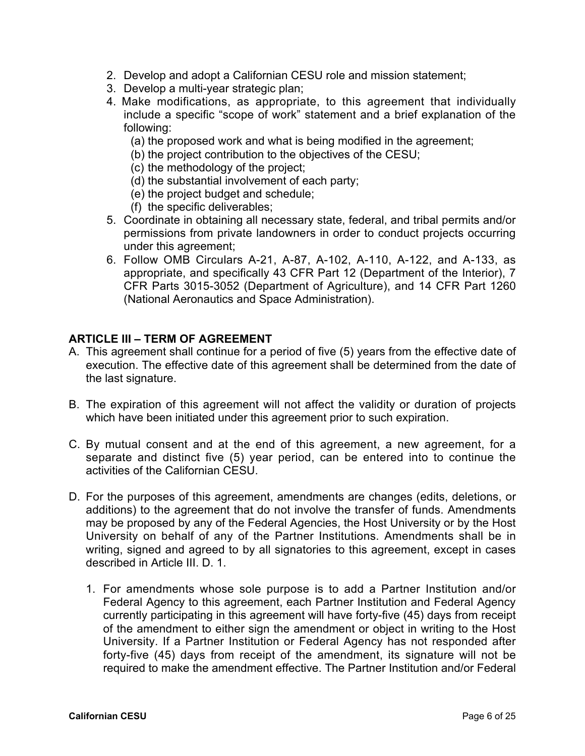2. Develop and adopt a Californian CESU role and mission statement;
3. Develop a multi-year strategic plan;
4. Make modifications, as appropriate, to this agreement that individually include a specific "scope of work" statement and a brief explanation of the following:
   (a) the proposed work and what is being modified in the agreement;
   (b) the project contribution to the objectives of the CESU;
   (c) the methodology of the project;
   (d) the substantial involvement of each party;
   (e) the project budget and schedule;
   (f) the specific deliverables;
5. Coordinate in obtaining all necessary state, federal, and tribal permits and/or permissions from private landowners in order to conduct projects occurring under this agreement;
6. Follow OMB Circulars A-21, A-87, A-102, A-110, A-122, and A-133, as appropriate, and specifically 43 CFR Part 12 (Department of the Interior), 7 CFR Parts 3015-3052 (Department of Agriculture), and 14 CFR Part 1260 (National Aeronautics and Space Administration).

## ARTICLE III – TERM OF AGREEMENT

A. This agreement shall continue for a period of five (5) years from the effective date of execution. The effective date of this agreement shall be determined from the date of the last signature.

B. The expiration of this agreement will not affect the validity or duration of projects which have been initiated under this agreement prior to such expiration.

C. By mutual consent and at the end of this agreement, a new agreement, for a separate and distinct five (5) year period, can be entered into to continue the activities of the Californian CESU.

D. For the purposes of this agreement, amendments are changes (edits, deletions, or additions) to the agreement that do not involve the transfer of funds. Amendments may be proposed by any of the Federal Agencies, the Host University or by the Host University on behalf of any of the Partner Institutions. Amendments shall be in writing, signed and agreed to by all signatories to this agreement, except in cases described in Article III. D. 1.

   1. For amendments whose sole purpose is to add a Partner Institution and/or Federal Agency to this agreement, each Partner Institution and Federal Agency currently participating in this agreement will have forty-five (45) days from receipt of the amendment to either sign the amendment or object in writing to the Host University. If a Partner Institution or Federal Agency has not responded after forty-five (45) days from receipt of the amendment, its signature will not be required to make the amendment effective. The Partner Institution and/or Federal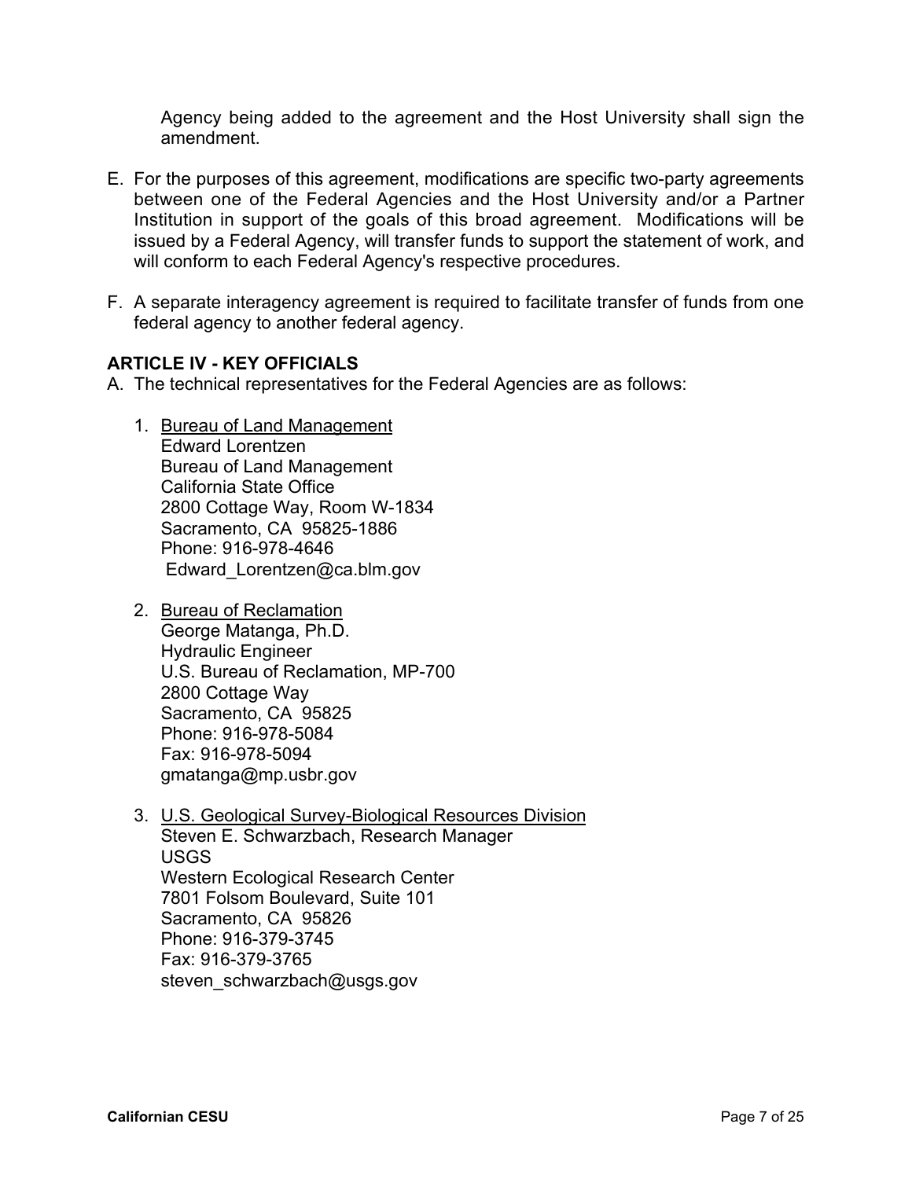Agency being added to the agreement and the Host University shall sign the amendment.

E. For the purposes of this agreement, modifications are specific two-party agreements between one of the Federal Agencies and the Host University and/or a Partner Institution in support of the goals of this broad agreement. Modifications will be issued by a Federal Agency, will transfer funds to support the statement of work, and will conform to each Federal Agency's respective procedures.

F. A separate interagency agreement is required to facilitate transfer of funds from one federal agency to another federal agency.

**ARTICLE IV - KEY OFFICIALS**

A. The technical representatives for the Federal Agencies are as follows:

1. Bureau of Land Management
   Edward Lorentzen
   Bureau of Land Management
   California State Office
   2800 Cottage Way, Room W-1834
   Sacramento, CA 95825-1886
   Phone: 916-978-4646
   Edward_Lorentzen@ca.blm.gov

2. Bureau of Reclamation
   George Matanga, Ph.D.
   Hydraulic Engineer
   U.S. Bureau of Reclamation, MP-700
   2800 Cottage Way
   Sacramento, CA 95825
   Phone: 916-978-5084
   Fax: 916-978-5094
   gmatanga@mp.usbr.gov

3. U.S. Geological Survey-Biological Resources Division
   Steven E. Schwarzbach, Research Manager
   USGS
   Western Ecological Research Center
   7801 Folsom Boulevard, Suite 101
   Sacramento, CA 95826
   Phone: 916-379-3745
   Fax: 916-379-3765
   steven_schwarzbach@usgs.gov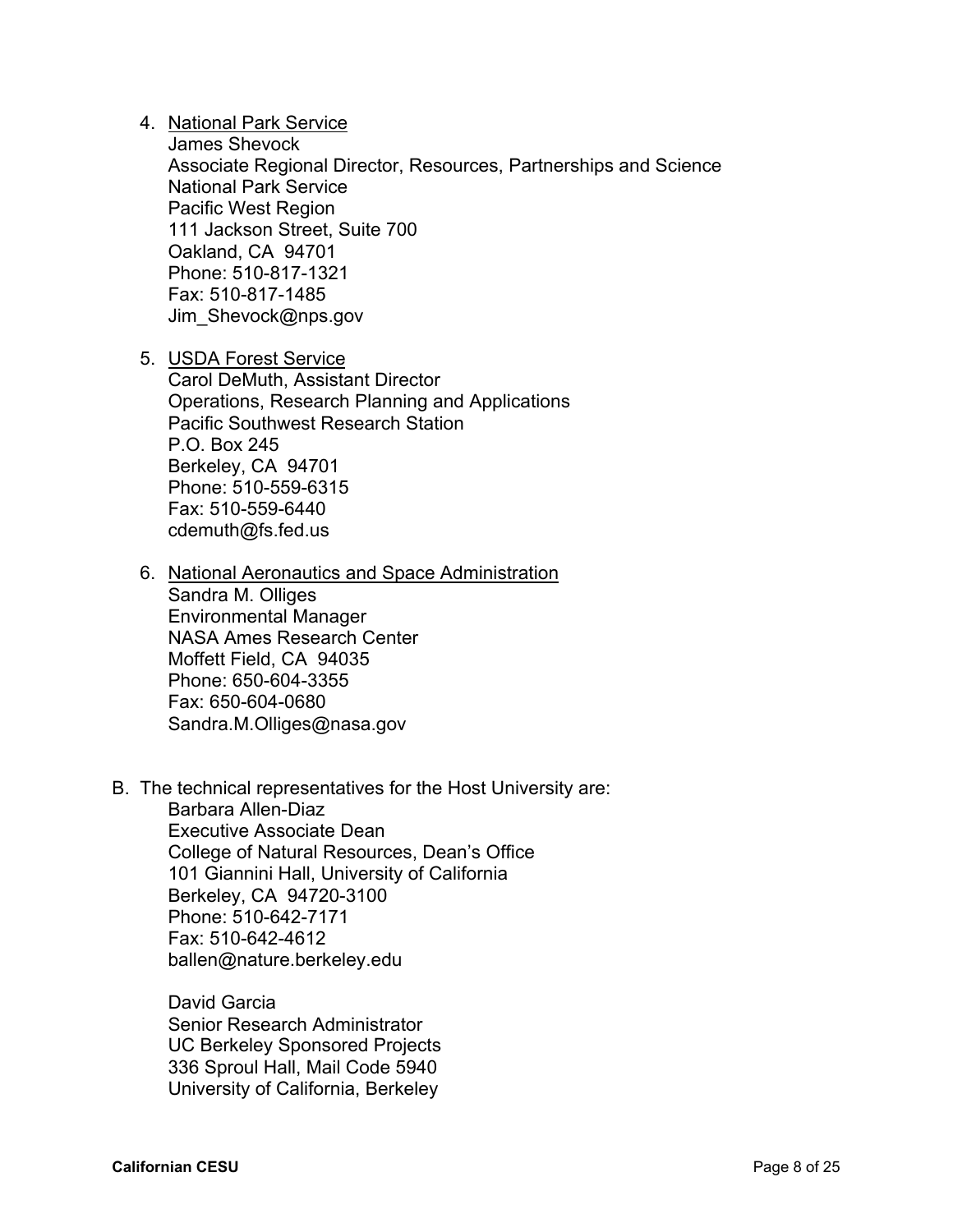4. <u>National Park Service</u>
   James Shevock
   Associate Regional Director, Resources, Partnerships and Science
   National Park Service
   Pacific West Region
   111 Jackson Street, Suite 700
   Oakland, CA 94701
   Phone: 510-817-1321
   Fax: 510-817-1485
   Jim_Shevock@nps.gov

5. <u>USDA Forest Service</u>
   Carol DeMuth, Assistant Director
   Operations, Research Planning and Applications
   Pacific Southwest Research Station
   P.O. Box 245
   Berkeley, CA 94701
   Phone: 510-559-6315
   Fax: 510-559-6440
   cdemuth@fs.fed.us

6. <u>National Aeronautics and Space Administration</u>
   Sandra M. Olliges
   Environmental Manager
   NASA Ames Research Center
   Moffett Field, CA 94035
   Phone: 650-604-3355
   Fax: 650-604-0680
   Sandra.M.Olliges@nasa.gov

B. The technical representatives for the Host University are:

   Barbara Allen-Diaz
   Executive Associate Dean
   College of Natural Resources, Dean's Office
   101 Giannini Hall, University of California
   Berkeley, CA 94720-3100
   Phone: 510-642-7171
   Fax: 510-642-4612
   ballen@nature.berkeley.edu

   David Garcia
   Senior Research Administrator
   UC Berkeley Sponsored Projects
   336 Sproul Hall, Mail Code 5940
   University of California, Berkeley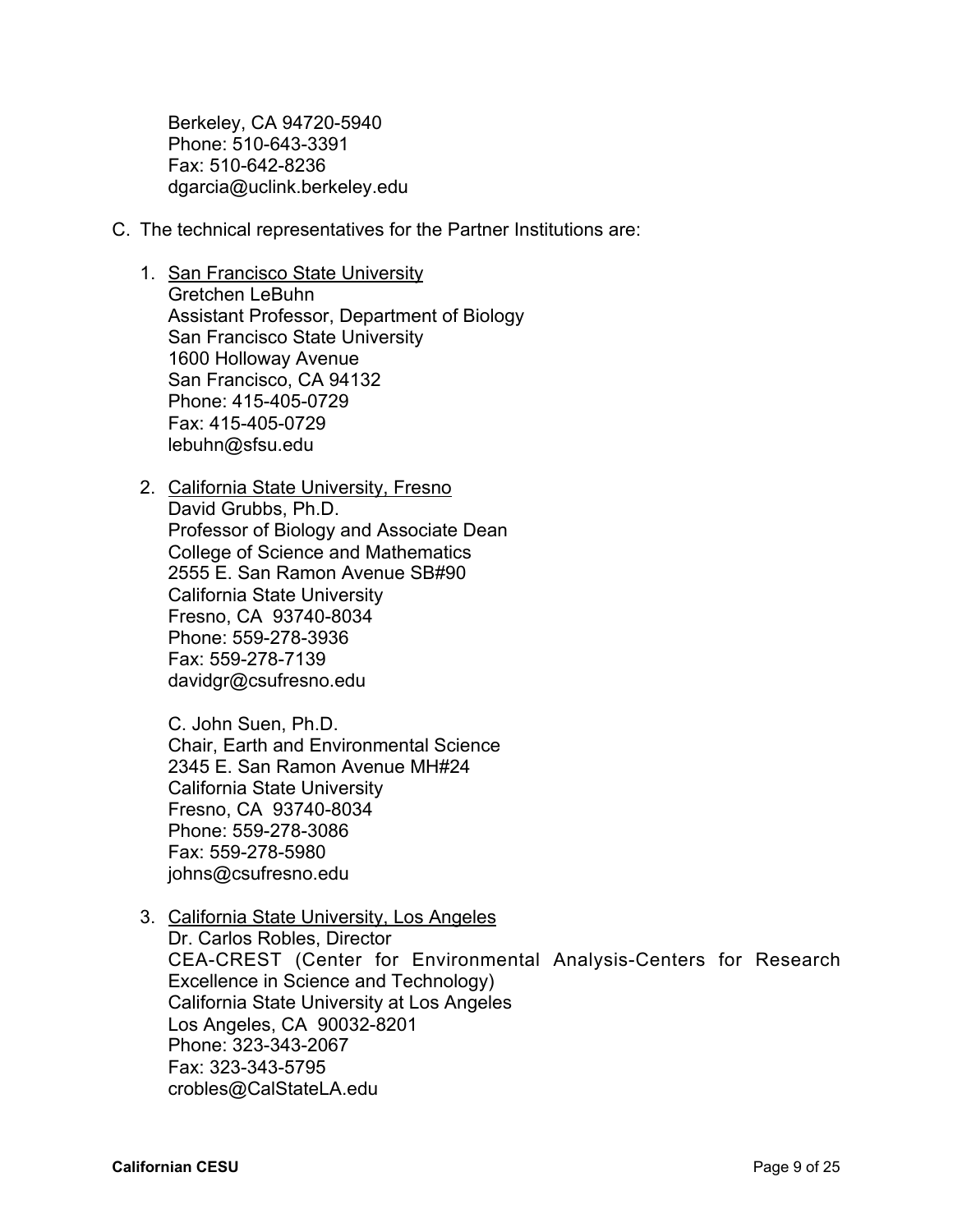Berkeley, CA 94720-5940
Phone: 510-643-3391
Fax: 510-642-8236
dgarcia@uclink.berkeley.edu

C. The technical representatives for the Partner Institutions are:

1. <u>San Francisco State University</u>
   Gretchen LeBuhn
   Assistant Professor, Department of Biology
   San Francisco State University
   1600 Holloway Avenue
   San Francisco, CA 94132
   Phone: 415-405-0729
   Fax: 415-405-0729
   lebuhn@sfsu.edu

2. <u>California State University, Fresno</u>
   David Grubbs, Ph.D.
   Professor of Biology and Associate Dean
   College of Science and Mathematics
   2555 E. San Ramon Avenue SB#90
   California State University
   Fresno, CA 93740-8034
   Phone: 559-278-3936
   Fax: 559-278-7139
   davidgr@csufresno.edu

   C. John Suen, Ph.D.
   Chair, Earth and Environmental Science
   2345 E. San Ramon Avenue MH#24
   California State University
   Fresno, CA 93740-8034
   Phone: 559-278-3086
   Fax: 559-278-5980
   johns@csufresno.edu

3. <u>California State University, Los Angeles</u>
   Dr. Carlos Robles, Director
   CEA-CREST (Center for Environmental Analysis-Centers for Research Excellence in Science and Technology)
   California State University at Los Angeles
   Los Angeles, CA 90032-8201
   Phone: 323-343-2067
   Fax: 323-343-5795
   crobles@CalStateLA.edu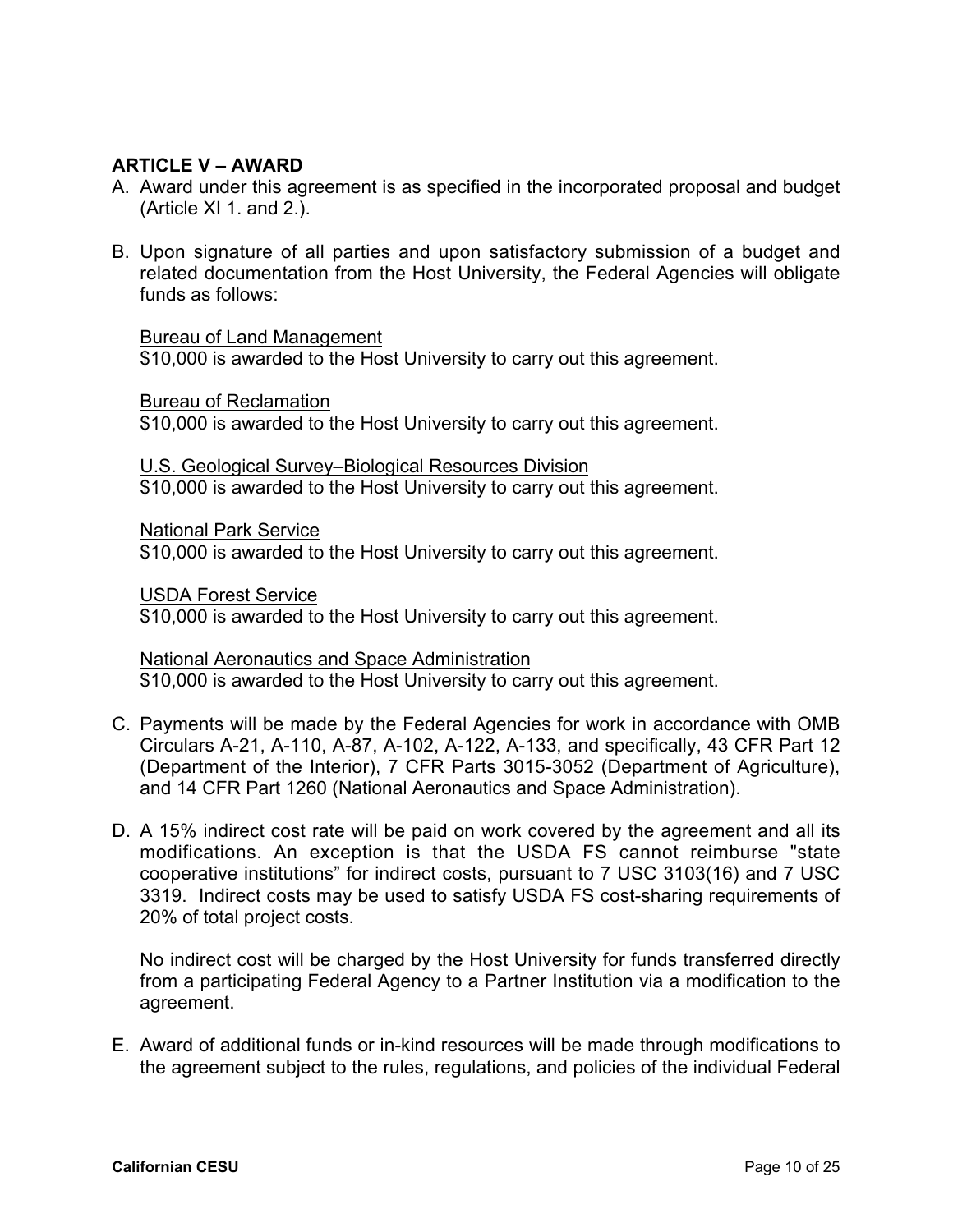## ARTICLE V – AWARD

A. Award under this agreement is as specified in the incorporated proposal and budget (Article XI 1. and 2.).

B. Upon signature of all parties and upon satisfactory submission of a budget and related documentation from the Host University, the Federal Agencies will obligate funds as follows:

   Bureau of Land Management
   $10,000 is awarded to the Host University to carry out this agreement.

   Bureau of Reclamation
   $10,000 is awarded to the Host University to carry out this agreement.

   U.S. Geological Survey–Biological Resources Division
   $10,000 is awarded to the Host University to carry out this agreement.

   National Park Service
   $10,000 is awarded to the Host University to carry out this agreement.

   USDA Forest Service
   $10,000 is awarded to the Host University to carry out this agreement.

   National Aeronautics and Space Administration
   $10,000 is awarded to the Host University to carry out this agreement.

C. Payments will be made by the Federal Agencies for work in accordance with OMB Circulars A-21, A-110, A-87, A-102, A-122, A-133, and specifically, 43 CFR Part 12 (Department of the Interior), 7 CFR Parts 3015-3052 (Department of Agriculture), and 14 CFR Part 1260 (National Aeronautics and Space Administration).

D. A 15% indirect cost rate will be paid on work covered by the agreement and all its modifications. An exception is that the USDA FS cannot reimburse "state cooperative institutions" for indirect costs, pursuant to 7 USC 3103(16) and 7 USC 3319. Indirect costs may be used to satisfy USDA FS cost-sharing requirements of 20% of total project costs.

   No indirect cost will be charged by the Host University for funds transferred directly from a participating Federal Agency to a Partner Institution via a modification to the agreement.

E. Award of additional funds or in-kind resources will be made through modifications to the agreement subject to the rules, regulations, and policies of the individual Federal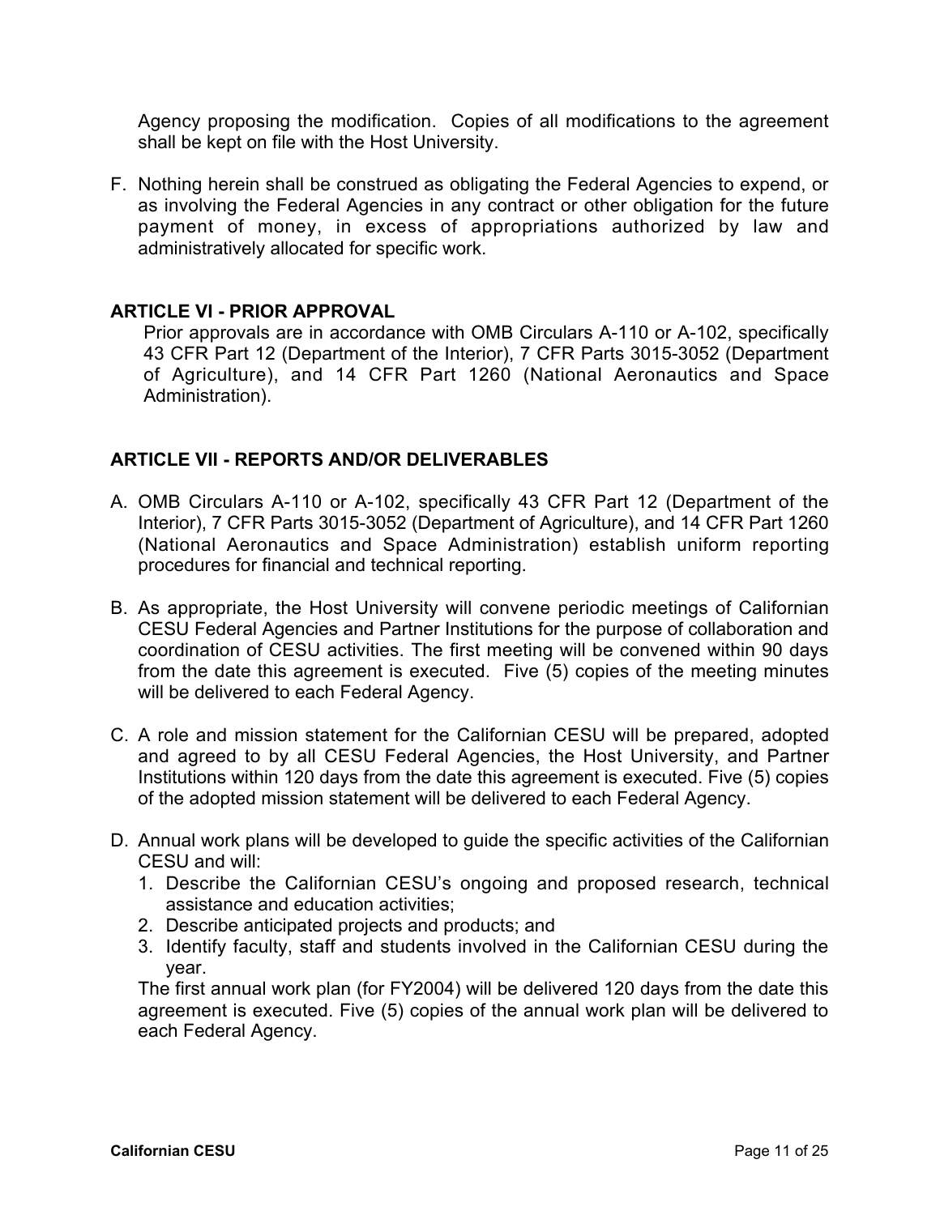Agency proposing the modification. Copies of all modifications to the agreement shall be kept on file with the Host University.

F. Nothing herein shall be construed as obligating the Federal Agencies to expend, or as involving the Federal Agencies in any contract or other obligation for the future payment of money, in excess of appropriations authorized by law and administratively allocated for specific work.

## ARTICLE VI - PRIOR APPROVAL

Prior approvals are in accordance with OMB Circulars A-110 or A-102, specifically 43 CFR Part 12 (Department of the Interior), 7 CFR Parts 3015-3052 (Department of Agriculture), and 14 CFR Part 1260 (National Aeronautics and Space Administration).

## ARTICLE VII - REPORTS AND/OR DELIVERABLES

A. OMB Circulars A-110 or A-102, specifically 43 CFR Part 12 (Department of the Interior), 7 CFR Parts 3015-3052 (Department of Agriculture), and 14 CFR Part 1260 (National Aeronautics and Space Administration) establish uniform reporting procedures for financial and technical reporting.

B. As appropriate, the Host University will convene periodic meetings of Californian CESU Federal Agencies and Partner Institutions for the purpose of collaboration and coordination of CESU activities. The first meeting will be convened within 90 days from the date this agreement is executed. Five (5) copies of the meeting minutes will be delivered to each Federal Agency.

C. A role and mission statement for the Californian CESU will be prepared, adopted and agreed to by all CESU Federal Agencies, the Host University, and Partner Institutions within 120 days from the date this agreement is executed. Five (5) copies of the adopted mission statement will be delivered to each Federal Agency.

D. Annual work plans will be developed to guide the specific activities of the Californian CESU and will:
   1. Describe the Californian CESU's ongoing and proposed research, technical assistance and education activities;
   2. Describe anticipated projects and products; and
   3. Identify faculty, staff and students involved in the Californian CESU during the year.

   The first annual work plan (for FY2004) will be delivered 120 days from the date this agreement is executed. Five (5) copies of the annual work plan will be delivered to each Federal Agency.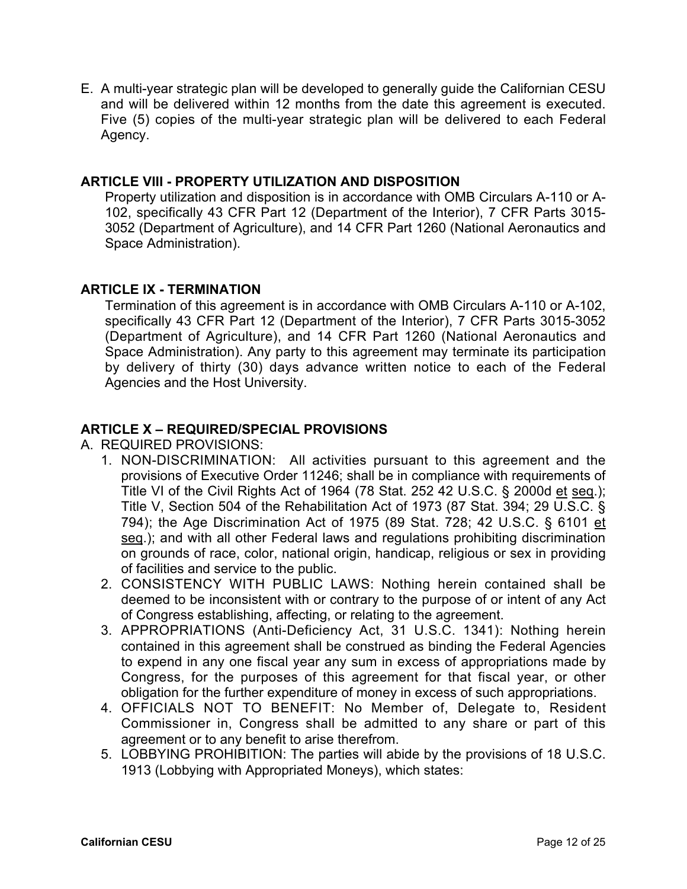E. A multi-year strategic plan will be developed to generally guide the Californian CESU and will be delivered within 12 months from the date this agreement is executed. Five (5) copies of the multi-year strategic plan will be delivered to each Federal Agency.

## ARTICLE VIII - PROPERTY UTILIZATION AND DISPOSITION

Property utilization and disposition is in accordance with OMB Circulars A-110 or A-102, specifically 43 CFR Part 12 (Department of the Interior), 7 CFR Parts 3015-3052 (Department of Agriculture), and 14 CFR Part 1260 (National Aeronautics and Space Administration).

## ARTICLE IX - TERMINATION

Termination of this agreement is in accordance with OMB Circulars A-110 or A-102, specifically 43 CFR Part 12 (Department of the Interior), 7 CFR Parts 3015-3052 (Department of Agriculture), and 14 CFR Part 1260 (National Aeronautics and Space Administration). Any party to this agreement may terminate its participation by delivery of thirty (30) days advance written notice to each of the Federal Agencies and the Host University.

## ARTICLE X – REQUIRED/SPECIAL PROVISIONS

A. REQUIRED PROVISIONS:

1. NON-DISCRIMINATION: All activities pursuant to this agreement and the provisions of Executive Order 11246; shall be in compliance with requirements of Title VI of the Civil Rights Act of 1964 (78 Stat. 252 42 U.S.C. § 2000d et seq.); Title V, Section 504 of the Rehabilitation Act of 1973 (87 Stat. 394; 29 U.S.C. § 794); the Age Discrimination Act of 1975 (89 Stat. 728; 42 U.S.C. § 6101 et seq.); and with all other Federal laws and regulations prohibiting discrimination on grounds of race, color, national origin, handicap, religious or sex in providing of facilities and service to the public.
2. CONSISTENCY WITH PUBLIC LAWS: Nothing herein contained shall be deemed to be inconsistent with or contrary to the purpose of or intent of any Act of Congress establishing, affecting, or relating to the agreement.
3. APPROPRIATIONS (Anti-Deficiency Act, 31 U.S.C. 1341): Nothing herein contained in this agreement shall be construed as binding the Federal Agencies to expend in any one fiscal year any sum in excess of appropriations made by Congress, for the purposes of this agreement for that fiscal year, or other obligation for the further expenditure of money in excess of such appropriations.
4. OFFICIALS NOT TO BENEFIT: No Member of, Delegate to, Resident Commissioner in, Congress shall be admitted to any share or part of this agreement or to any benefit to arise therefrom.
5. LOBBYING PROHIBITION: The parties will abide by the provisions of 18 U.S.C. 1913 (Lobbying with Appropriated Moneys), which states: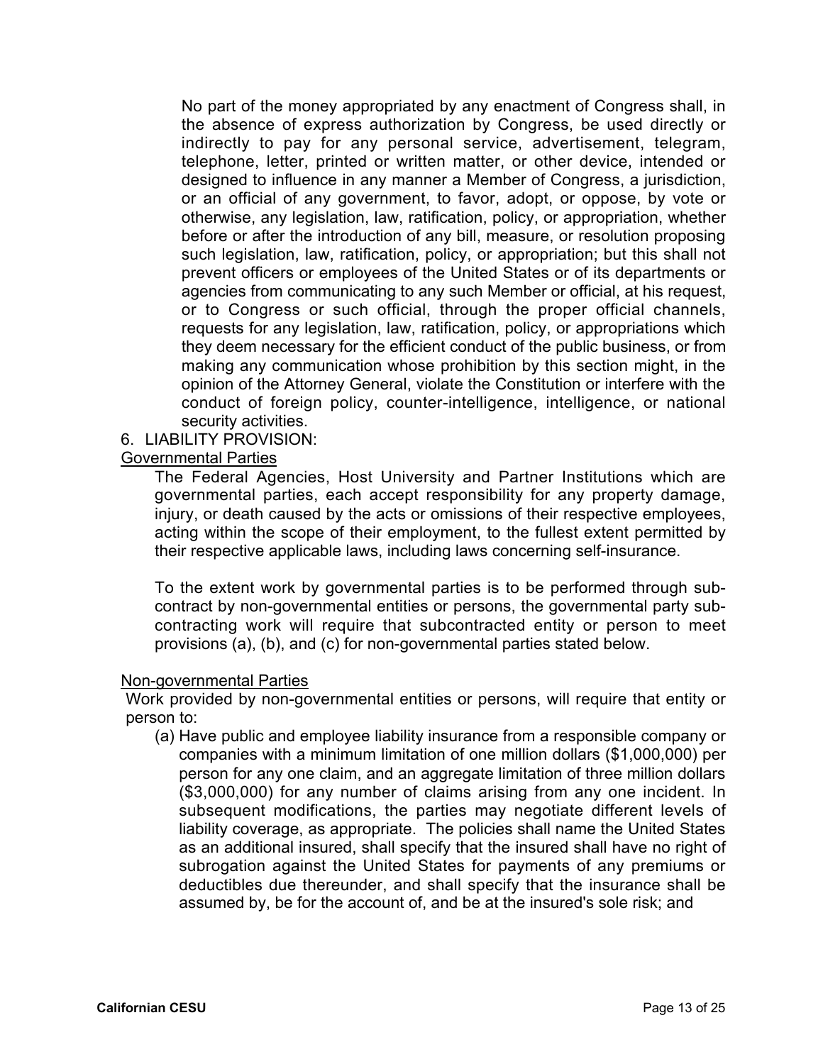No part of the money appropriated by any enactment of Congress shall, in the absence of express authorization by Congress, be used directly or indirectly to pay for any personal service, advertisement, telegram, telephone, letter, printed or written matter, or other device, intended or designed to influence in any manner a Member of Congress, a jurisdiction, or an official of any government, to favor, adopt, or oppose, by vote or otherwise, any legislation, law, ratification, policy, or appropriation, whether before or after the introduction of any bill, measure, or resolution proposing such legislation, law, ratification, policy, or appropriation; but this shall not prevent officers or employees of the United States or of its departments or agencies from communicating to any such Member or official, at his request, or to Congress or such official, through the proper official channels, requests for any legislation, law, ratification, policy, or appropriations which they deem necessary for the efficient conduct of the public business, or from making any communication whose prohibition by this section might, in the opinion of the Attorney General, violate the Constitution or interfere with the conduct of foreign policy, counter-intelligence, intelligence, or national security activities.

6. LIABILITY PROVISION:

Governmental Parties

The Federal Agencies, Host University and Partner Institutions which are governmental parties, each accept responsibility for any property damage, injury, or death caused by the acts or omissions of their respective employees, acting within the scope of their employment, to the fullest extent permitted by their respective applicable laws, including laws concerning self-insurance.

To the extent work by governmental parties is to be performed through sub-contract by non-governmental entities or persons, the governmental party sub-contracting work will require that subcontracted entity or person to meet provisions (a), (b), and (c) for non-governmental parties stated below.

Non-governmental Parties

Work provided by non-governmental entities or persons, will require that entity or person to:

(a) Have public and employee liability insurance from a responsible company or companies with a minimum limitation of one million dollars ($1,000,000) per person for any one claim, and an aggregate limitation of three million dollars ($3,000,000) for any number of claims arising from any one incident. In subsequent modifications, the parties may negotiate different levels of liability coverage, as appropriate. The policies shall name the United States as an additional insured, shall specify that the insured shall have no right of subrogation against the United States for payments of any premiums or deductibles due thereunder, and shall specify that the insurance shall be assumed by, be for the account of, and be at the insured's sole risk; and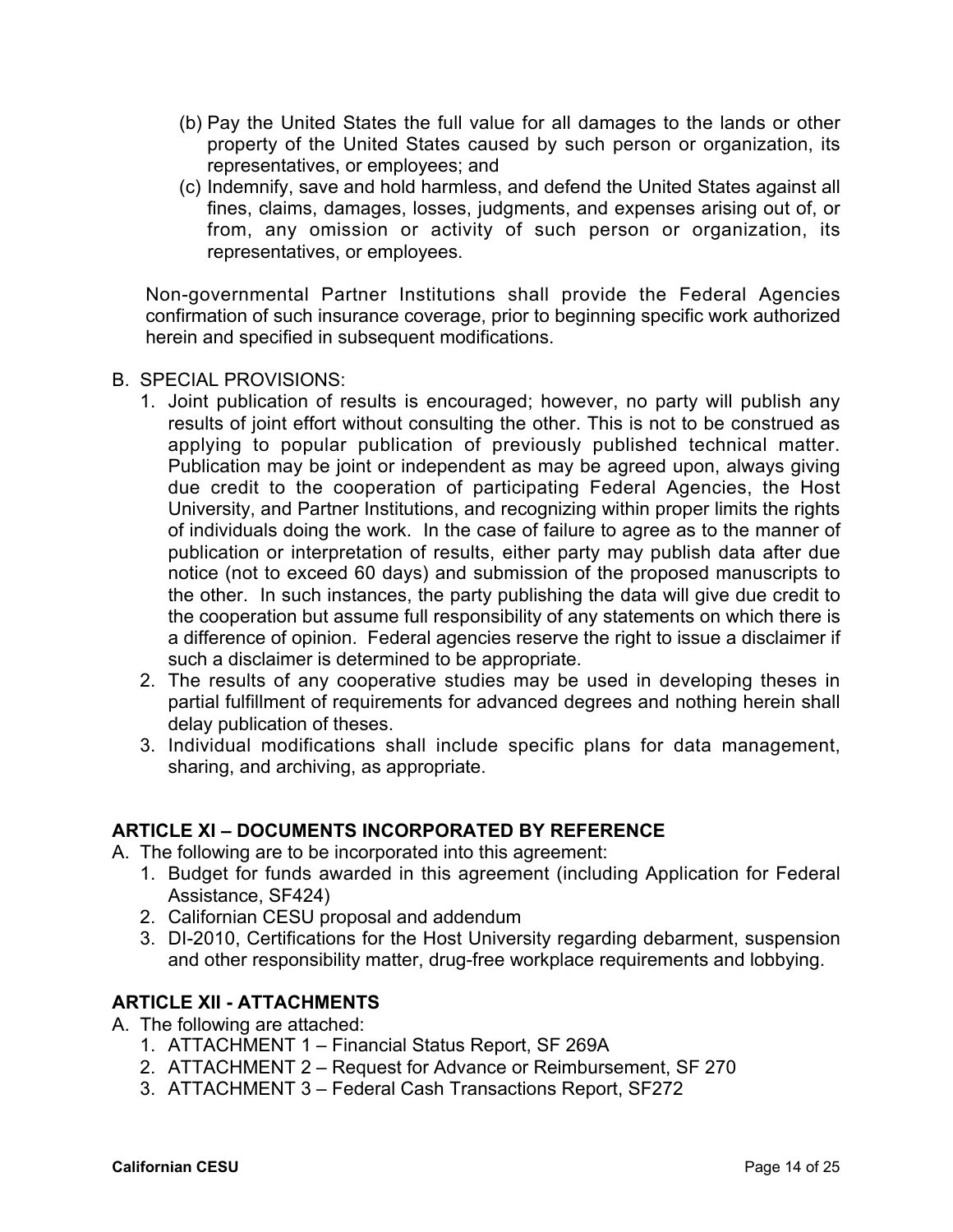(b) Pay the United States the full value for all damages to the lands or other property of the United States caused by such person or organization, its representatives, or employees; and

(c) Indemnify, save and hold harmless, and defend the United States against all fines, claims, damages, losses, judgments, and expenses arising out of, or from, any omission or activity of such person or organization, its representatives, or employees.

Non-governmental Partner Institutions shall provide the Federal Agencies confirmation of such insurance coverage, prior to beginning specific work authorized herein and specified in subsequent modifications.

B. SPECIAL PROVISIONS:

1. Joint publication of results is encouraged; however, no party will publish any results of joint effort without consulting the other. This is not to be construed as applying to popular publication of previously published technical matter. Publication may be joint or independent as may be agreed upon, always giving due credit to the cooperation of participating Federal Agencies, the Host University, and Partner Institutions, and recognizing within proper limits the rights of individuals doing the work. In the case of failure to agree as to the manner of publication or interpretation of results, either party may publish data after due notice (not to exceed 60 days) and submission of the proposed manuscripts to the other. In such instances, the party publishing the data will give due credit to the cooperation but assume full responsibility of any statements on which there is a difference of opinion. Federal agencies reserve the right to issue a disclaimer if such a disclaimer is determined to be appropriate.
2. The results of any cooperative studies may be used in developing theses in partial fulfillment of requirements for advanced degrees and nothing herein shall delay publication of theses.
3. Individual modifications shall include specific plans for data management, sharing, and archiving, as appropriate.

## ARTICLE XI – DOCUMENTS INCORPORATED BY REFERENCE

A. The following are to be incorporated into this agreement:

1. Budget for funds awarded in this agreement (including Application for Federal Assistance, SF424)
2. Californian CESU proposal and addendum
3. DI-2010, Certifications for the Host University regarding debarment, suspension and other responsibility matter, drug-free workplace requirements and lobbying.

## ARTICLE XII - ATTACHMENTS

A. The following are attached:

1. ATTACHMENT 1 – Financial Status Report, SF 269A
2. ATTACHMENT 2 – Request for Advance or Reimbursement, SF 270
3. ATTACHMENT 3 – Federal Cash Transactions Report, SF272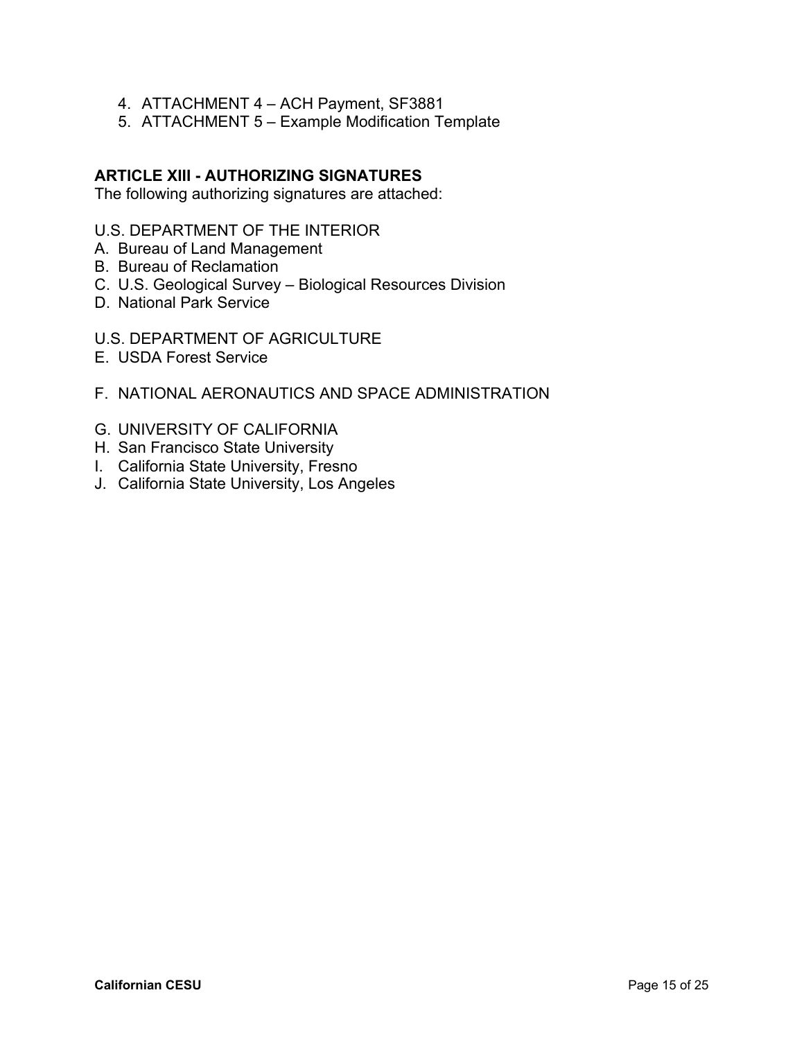4. ATTACHMENT 4 – ACH Payment, SF3881
5. ATTACHMENT 5 – Example Modification Template

## ARTICLE XIII - AUTHORIZING SIGNATURES

The following authorizing signatures are attached:

U.S. DEPARTMENT OF THE INTERIOR

A. Bureau of Land Management
B. Bureau of Reclamation
C. U.S. Geological Survey – Biological Resources Division
D. National Park Service

U.S. DEPARTMENT OF AGRICULTURE

E. USDA Forest Service

F. NATIONAL AERONAUTICS AND SPACE ADMINISTRATION

G. UNIVERSITY OF CALIFORNIA
H. San Francisco State University
I. California State University, Fresno
J. California State University, Los Angeles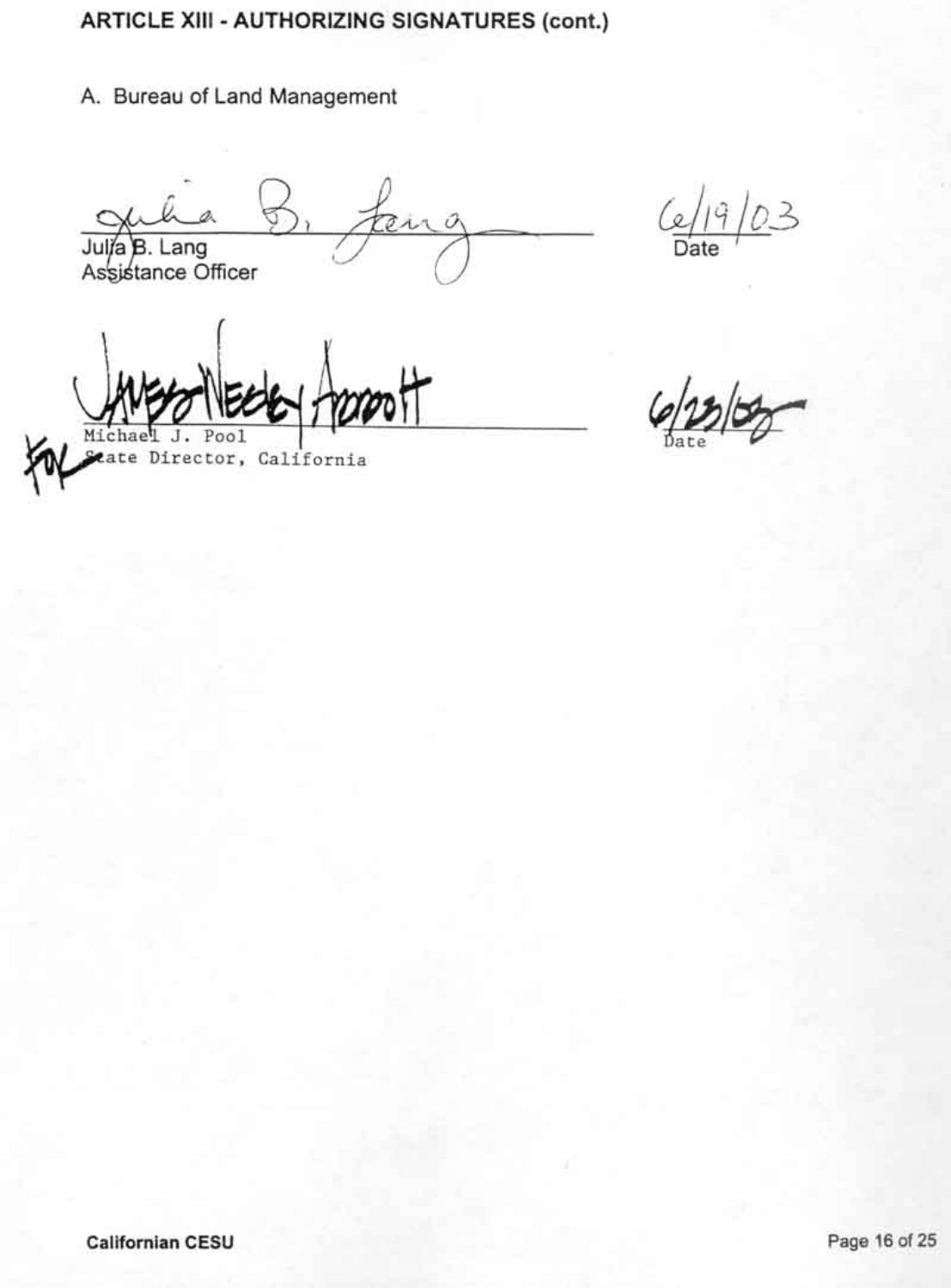**ARTICLE XIII - AUTHORIZING SIGNATURES (cont.)**

A. Bureau of Land Management

Julia B. Lang 6/19/03
Assistance Officer Date

Michael J. Pool 6/23/03
For State Director, California Date

Californian CESU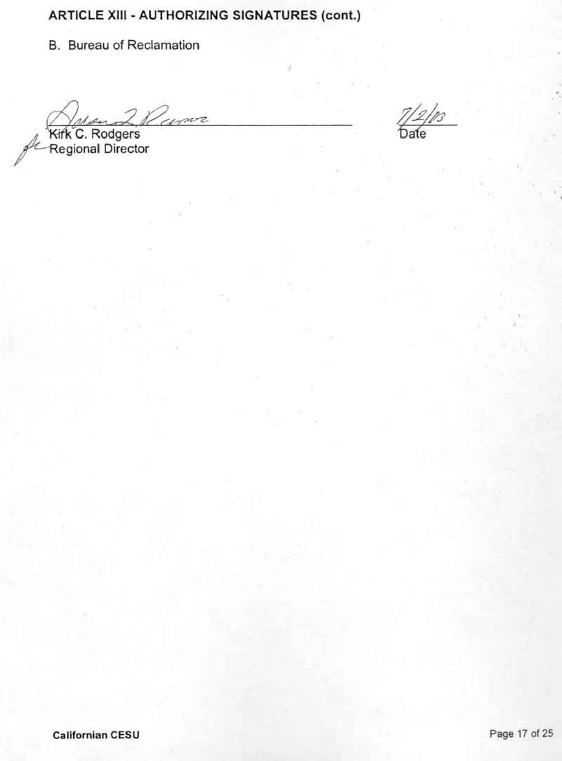**ARTICLE XIII - AUTHORIZING SIGNATURES (cont.)**

B. Bureau of Reclamation

Kirk C. Rodgers
Regional Director

7/2/03
Date

**Californian CESU**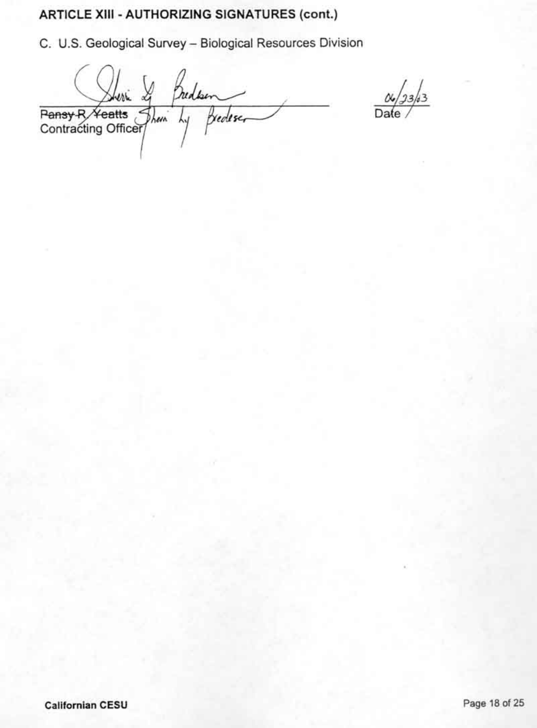## ARTICLE XIII - AUTHORIZING SIGNATURES (cont.)

C. U.S. Geological Survey – Biological Resources Division

Sherri Ly Bredeson

~~Pansy R. Yeatts~~ Sherri Ly Bredeson
Contracting Officer

06/23/03
Date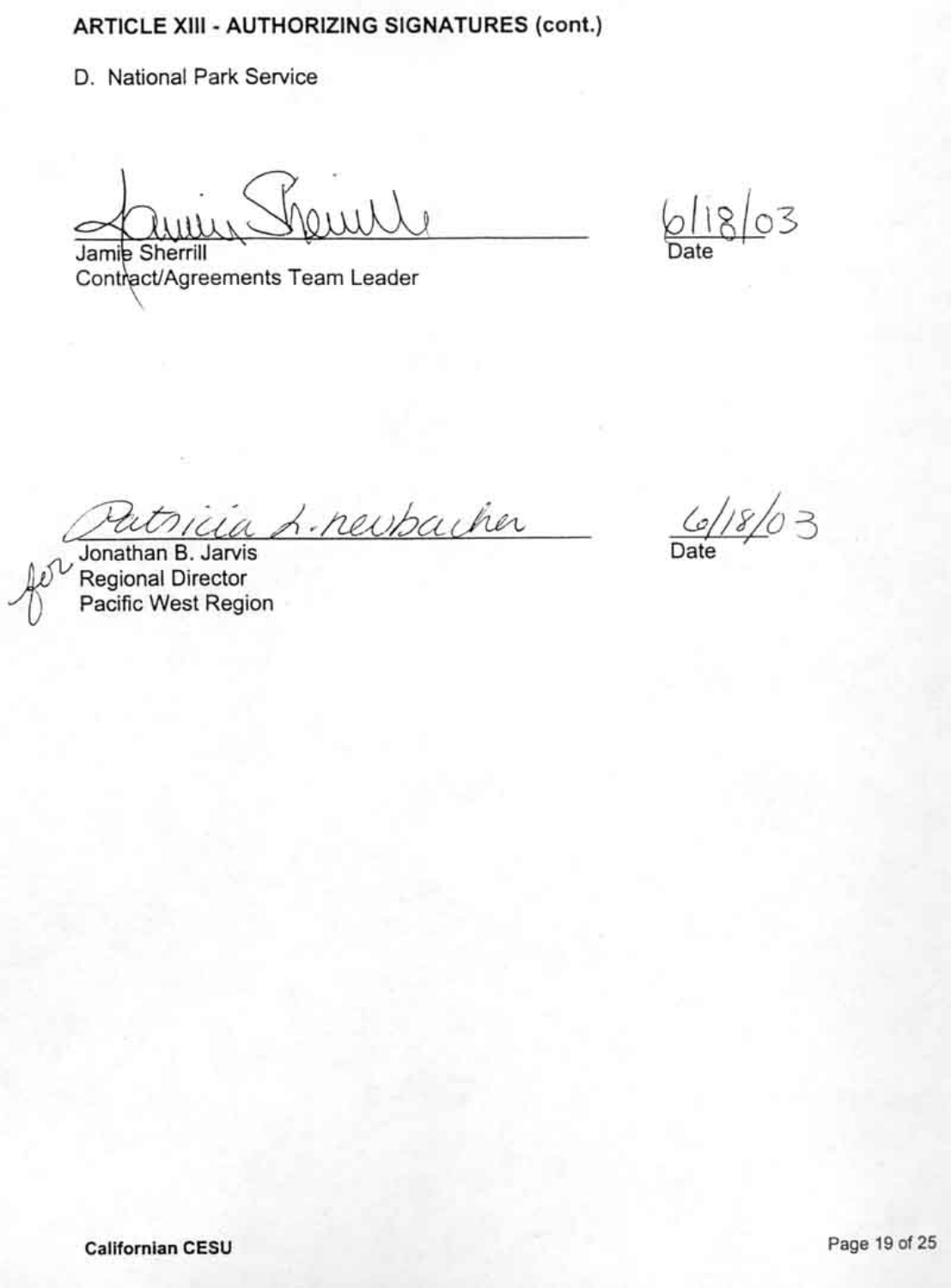**ARTICLE XIII - AUTHORIZING SIGNATURES (cont.)**

D. National Park Service

Jamie Sherrill
Contract/Agreements Team Leader

6/18/03
Date

Patricia L. Neubacher
for Jonathan B. Jarvis
Regional Director
Pacific West Region

6/18/03
Date

**Californian CESU**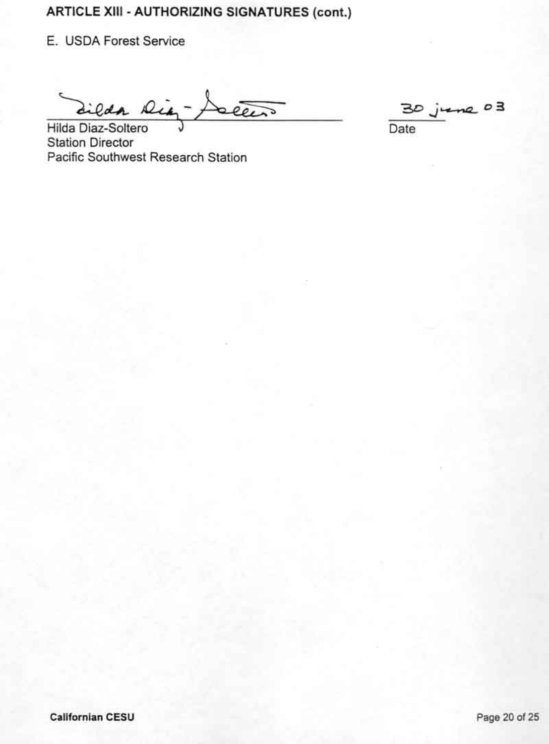**ARTICLE XIII - AUTHORIZING SIGNATURES (cont.)**

E. USDA Forest Service

Hilda Diaz-Soltero
Station Director
Pacific Southwest Research Station

30 june 03
Date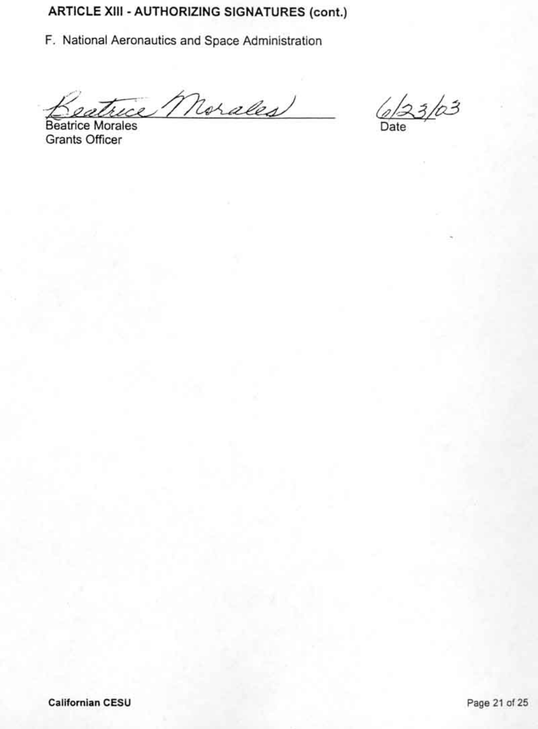**ARTICLE XIII - AUTHORIZING SIGNATURES (cont.)**

F. National Aeronautics and Space Administration

Beatrice Morales
Beatrice Morales
Grants Officer

6/23/03
Date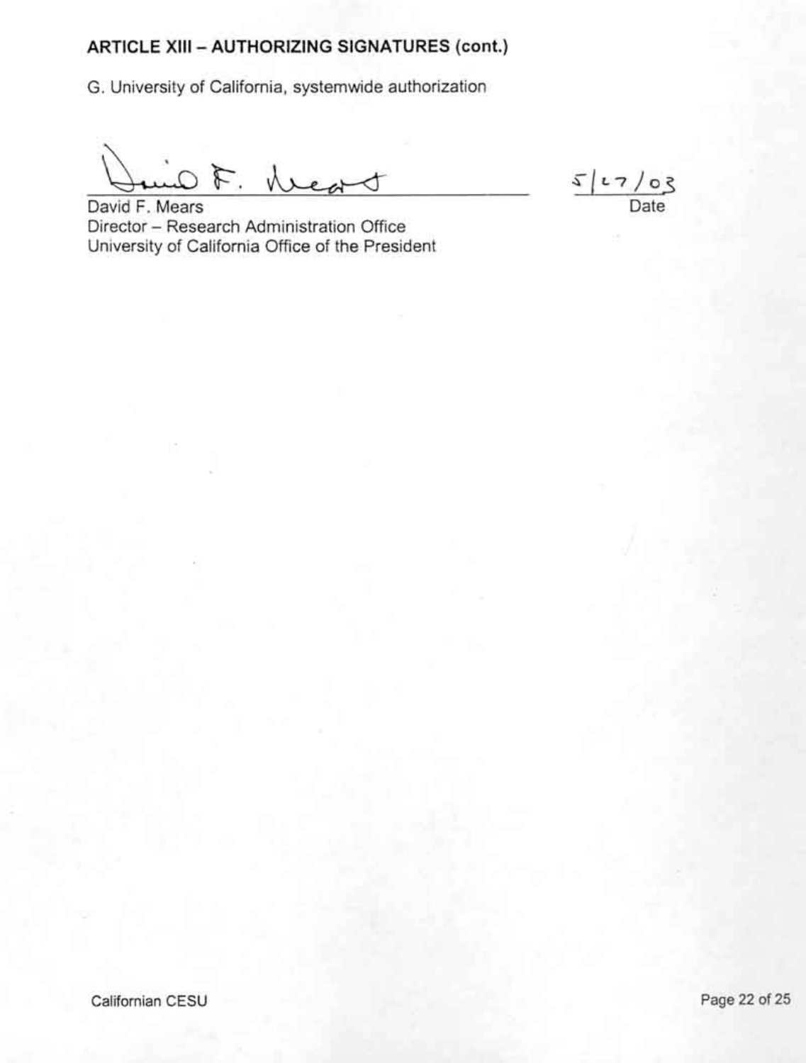**ARTICLE XIII – AUTHORIZING SIGNATURES (cont.)**

G. University of California, systemwide authorization

David F. Mears — 5/27/03

David F. Mears
Director – Research Administration Office
University of California Office of the President

Date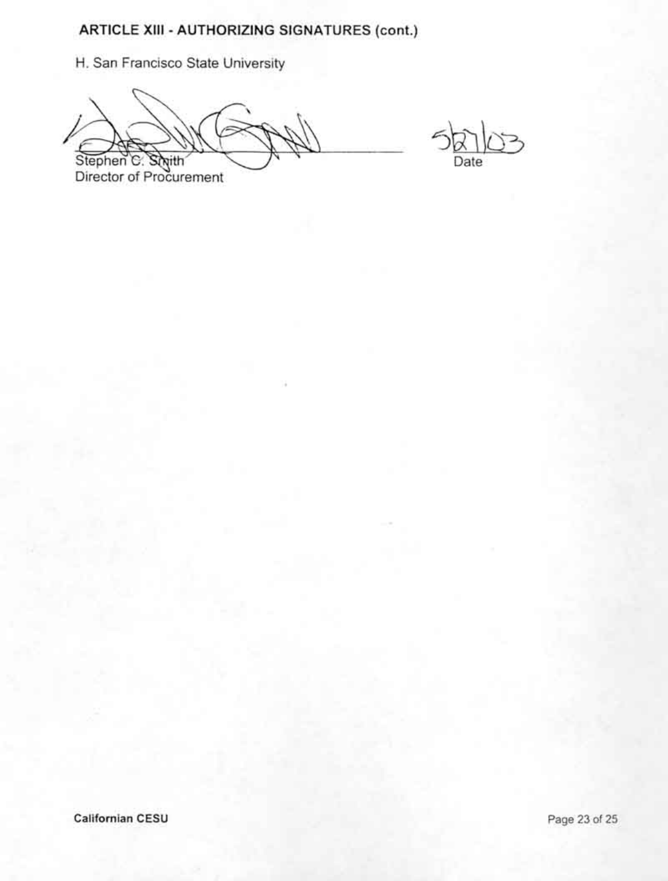## ARTICLE XIII - AUTHORIZING SIGNATURES (cont.)

H. San Francisco State University

Stephen C. Smith
Director of Procurement

5/27/03
Date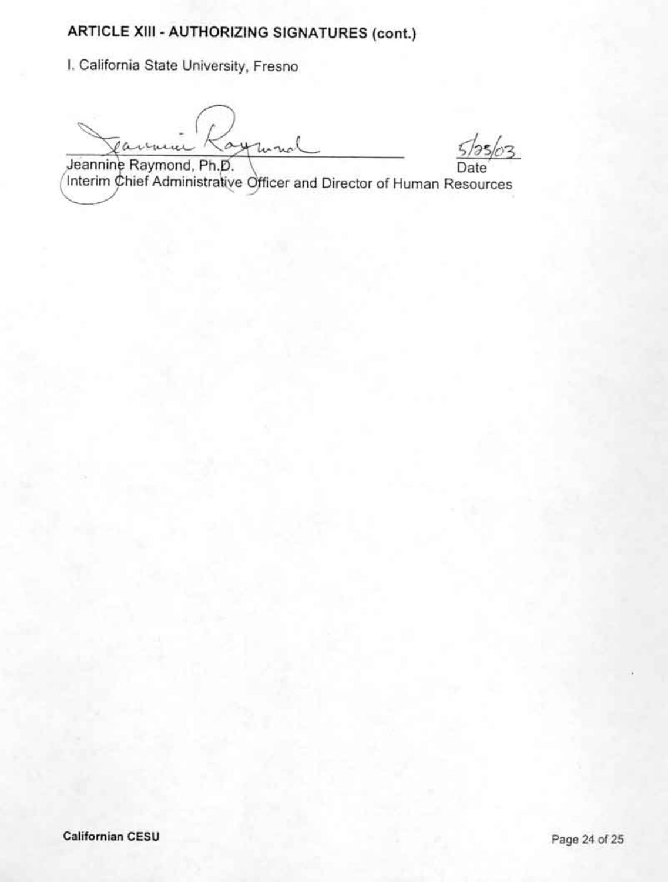## ARTICLE XIII - AUTHORIZING SIGNATURES (cont.)

I. California State University, Fresno

Jeannine Raymond, Ph.D. — 5/23/03 (Date)

Interim Chief Administrative Officer and Director of Human Resources

Californian CESU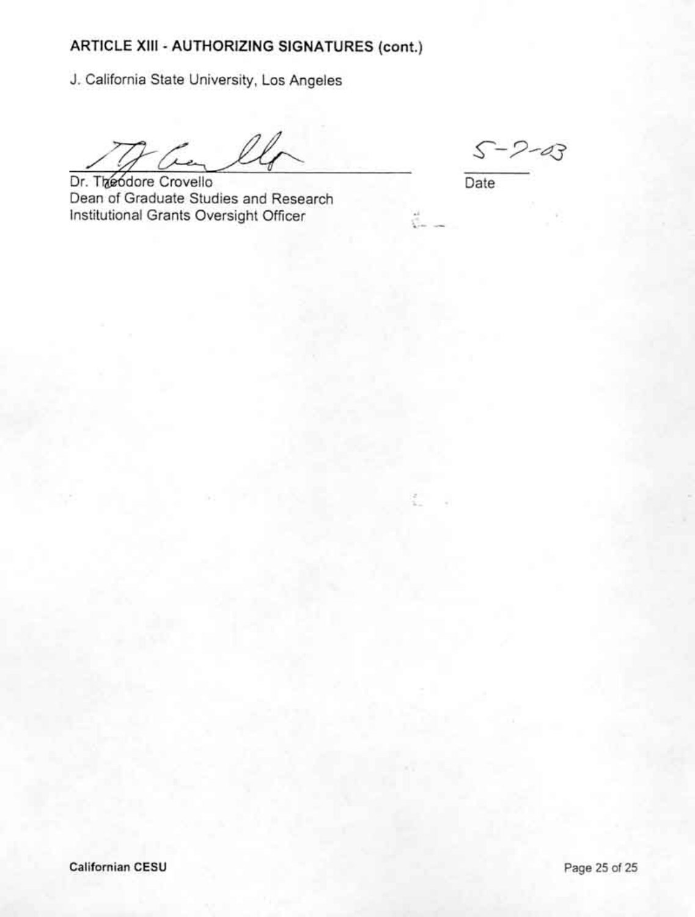## ARTICLE XIII - AUTHORIZING SIGNATURES (cont.)

J. California State University, Los Angeles

Dr. Theodore Crovello
Dean of Graduate Studies and Research
Institutional Grants Oversight Officer

5-7-03
Date